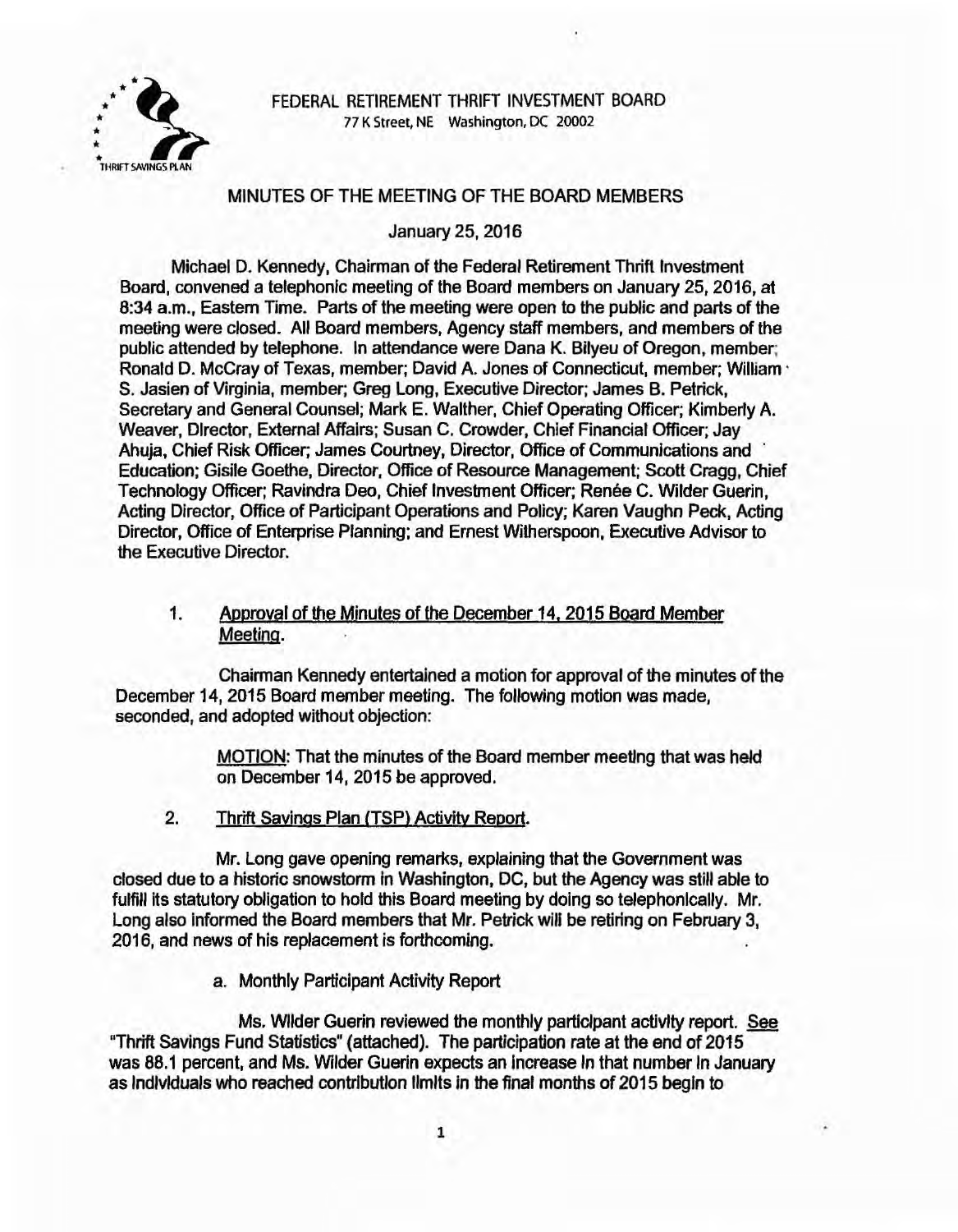FEDERAL RETIREMENT THRIFT INVESTMENT BOARD
77 K Street, NE Washington, DC 20002

## MINUTES OF THE MEETING OF THE BOARD MEMBERS

January 25, 2016

Michael D. Kennedy, Chairman of the Federal Retirement Thrift Investment Board, convened a telephonic meeting of the Board members on January 25, 2016, at 8:34 a.m., Eastern Time. Parts of the meeting were open to the public and parts of the meeting were closed. All Board members, Agency staff members, and members of the public attended by telephone. In attendance were Dana K. Bilyeu of Oregon, member; Ronald D. McCray of Texas, member; David A. Jones of Connecticut, member; William S. Jasien of Virginia, member; Greg Long, Executive Director; James B. Petrick, Secretary and General Counsel; Mark E. Walther, Chief Operating Officer; Kimberly A. Weaver, Director, External Affairs; Susan C. Crowder, Chief Financial Officer; Jay Ahuja, Chief Risk Officer; James Courtney, Director, Office of Communications and Education; Gisile Goethe, Director, Office of Resource Management; Scott Cragg, Chief Technology Officer; Ravindra Deo, Chief Investment Officer; Renée C. Wilder Guerin, Acting Director, Office of Participant Operations and Policy; Karen Vaughn Peck, Acting Director, Office of Enterprise Planning; and Ernest Witherspoon, Executive Advisor to the Executive Director.

1. Approval of the Minutes of the December 14, 2015 Board Member Meeting.

Chairman Kennedy entertained a motion for approval of the minutes of the December 14, 2015 Board member meeting. The following motion was made, seconded, and adopted without objection:

> MOTION: That the minutes of the Board member meeting that was held on December 14, 2015 be approved.

2. Thrift Savings Plan (TSP) Activity Report.

Mr. Long gave opening remarks, explaining that the Government was closed due to a historic snowstorm in Washington, DC, but the Agency was still able to fulfill its statutory obligation to hold this Board meeting by doing so telephonically. Mr. Long also informed the Board members that Mr. Petrick will be retiring on February 3, 2016, and news of his replacement is forthcoming.

a. Monthly Participant Activity Report

Ms. Wilder Guerin reviewed the monthly participant activity report. See "Thrift Savings Fund Statistics" (attached). The participation rate at the end of 2015 was 88.1 percent, and Ms. Wilder Guerin expects an increase in that number in January as individuals who reached contribution limits in the final months of 2015 begin to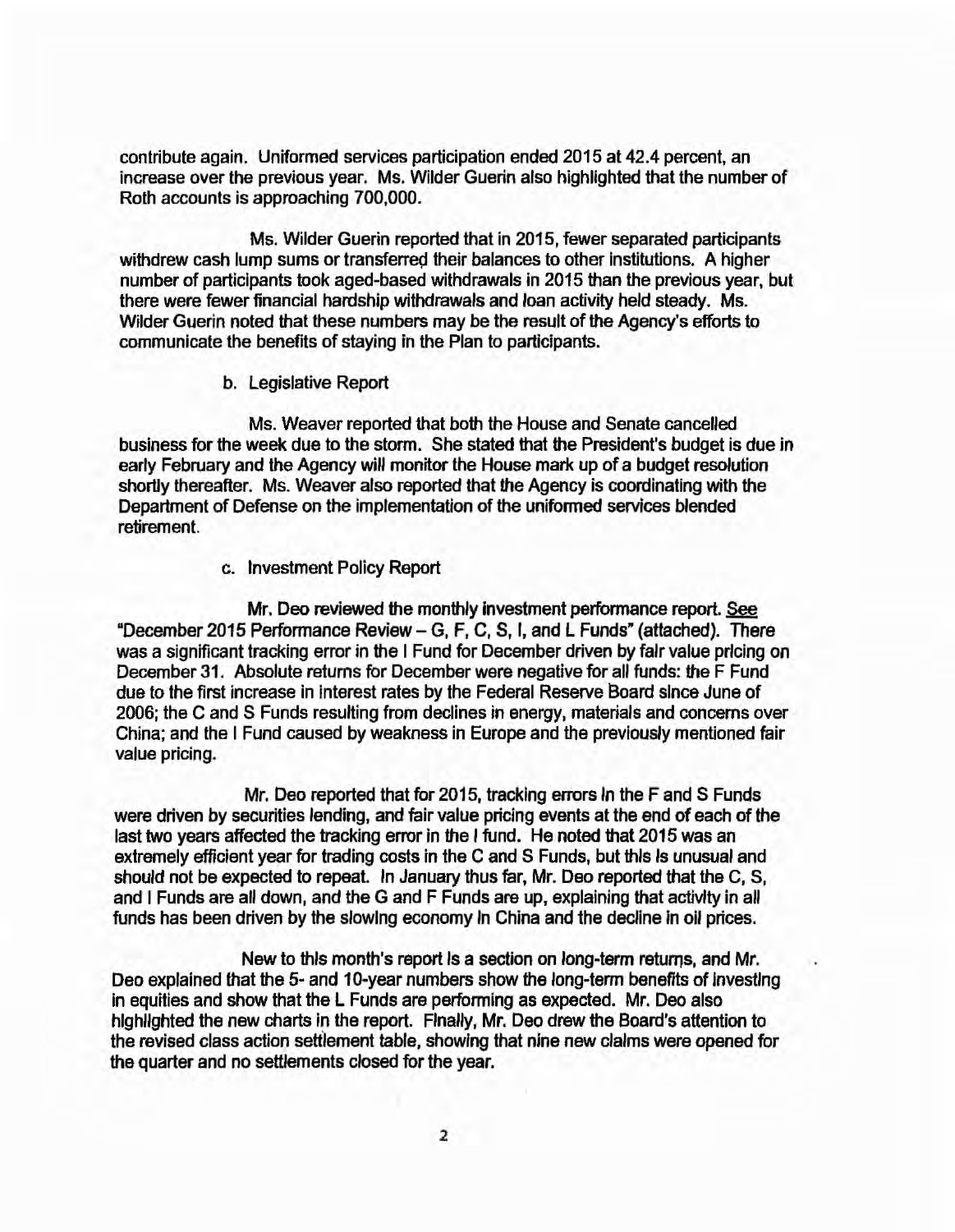contribute again. Uniformed services participation ended 2015 at 42.4 percent, an increase over the previous year. Ms. Wilder Guerin also highlighted that the number of Roth accounts is approaching 700,000.

Ms. Wilder Guerin reported that in 2015, fewer separated participants withdrew cash lump sums or transferred their balances to other institutions. A higher number of participants took aged-based withdrawals in 2015 than the previous year, but there were fewer financial hardship withdrawals and loan activity held steady. Ms. Wilder Guerin noted that these numbers may be the result of the Agency's efforts to communicate the benefits of staying in the Plan to participants.

b. Legislative Report

Ms. Weaver reported that both the House and Senate cancelled business for the week due to the storm. She stated that the President's budget is due in early February and the Agency will monitor the House mark up of a budget resolution shortly thereafter. Ms. Weaver also reported that the Agency is coordinating with the Department of Defense on the implementation of the uniformed services blended retirement.

c. Investment Policy Report

Mr. Deo reviewed the monthly investment performance report. See "December 2015 Performance Review – G, F, C, S, I, and L Funds" (attached). There was a significant tracking error in the I Fund for December driven by fair value pricing on December 31. Absolute returns for December were negative for all funds: the F Fund due to the first increase in interest rates by the Federal Reserve Board since June of 2006; the C and S Funds resulting from declines in energy, materials and concerns over China; and the I Fund caused by weakness in Europe and the previously mentioned fair value pricing.

Mr. Deo reported that for 2015, tracking errors in the F and S Funds were driven by securities lending, and fair value pricing events at the end of each of the last two years affected the tracking error in the I fund. He noted that 2015 was an extremely efficient year for trading costs in the C and S Funds, but this is unusual and should not be expected to repeat. In January thus far, Mr. Deo reported that the C, S, and I Funds are all down, and the G and F Funds are up, explaining that activity in all funds has been driven by the slowing economy in China and the decline in oil prices.

New to this month's report is a section on long-term returns, and Mr. Deo explained that the 5- and 10-year numbers show the long-term benefits of investing in equities and show that the L Funds are performing as expected. Mr. Deo also highlighted the new charts in the report. Finally, Mr. Deo drew the Board's attention to the revised class action settlement table, showing that nine new claims were opened for the quarter and no settlements closed for the year.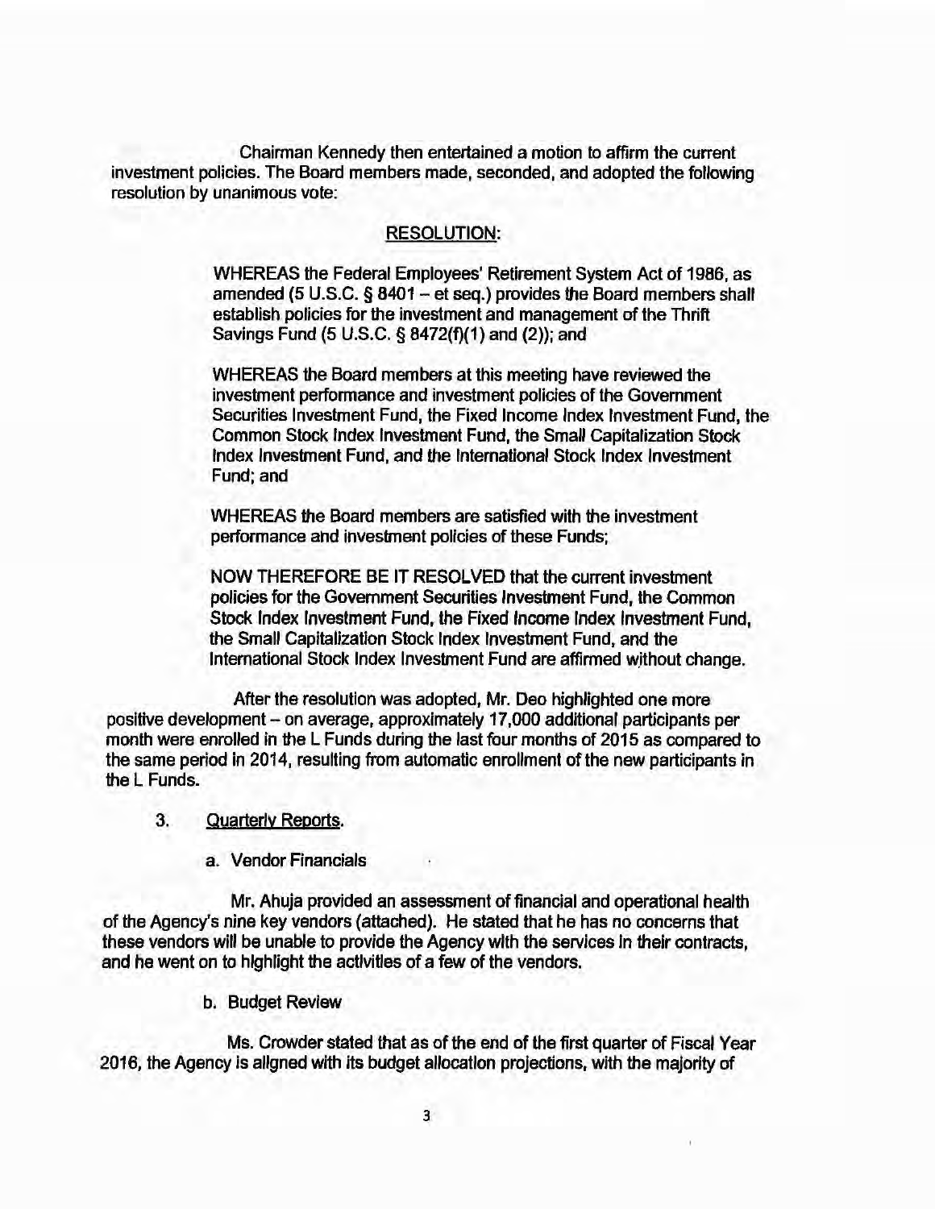Chairman Kennedy then entertained a motion to affirm the current investment policies. The Board members made, seconded, and adopted the following resolution by unanimous vote:

<u>RESOLUTION</u>:

> WHEREAS the Federal Employees' Retirement System Act of 1986, as amended (5 U.S.C. § 8401 – et seq.) provides the Board members shall establish policies for the investment and management of the Thrift Savings Fund (5 U.S.C. § 8472(f)(1) and (2)); and
>
> WHEREAS the Board members at this meeting have reviewed the investment performance and investment policies of the Government Securities Investment Fund, the Fixed Income Index Investment Fund, the Common Stock Index Investment Fund, the Small Capitalization Stock Index Investment Fund, and the International Stock Index Investment Fund; and
>
> WHEREAS the Board members are satisfied with the investment performance and investment policies of these Funds;
>
> NOW THEREFORE BE IT RESOLVED that the current investment policies for the Government Securities Investment Fund, the Common Stock Index Investment Fund, the Fixed Income Index Investment Fund, the Small Capitalization Stock Index Investment Fund, and the International Stock Index Investment Fund are affirmed without change.

After the resolution was adopted, Mr. Deo highlighted one more positive development – on average, approximately 17,000 additional participants per month were enrolled in the L Funds during the last four months of 2015 as compared to the same period in 2014, resulting from automatic enrollment of the new participants in the L Funds.

3. <u>Quarterly Reports</u>.

   a. Vendor Financials

Mr. Ahuja provided an assessment of financial and operational health of the Agency's nine key vendors (attached). He stated that he has no concerns that these vendors will be unable to provide the Agency with the services in their contracts, and he went on to highlight the activities of a few of the vendors.

   b. Budget Review

Ms. Crowder stated that as of the end of the first quarter of Fiscal Year 2016, the Agency is aligned with its budget allocation projections, with the majority of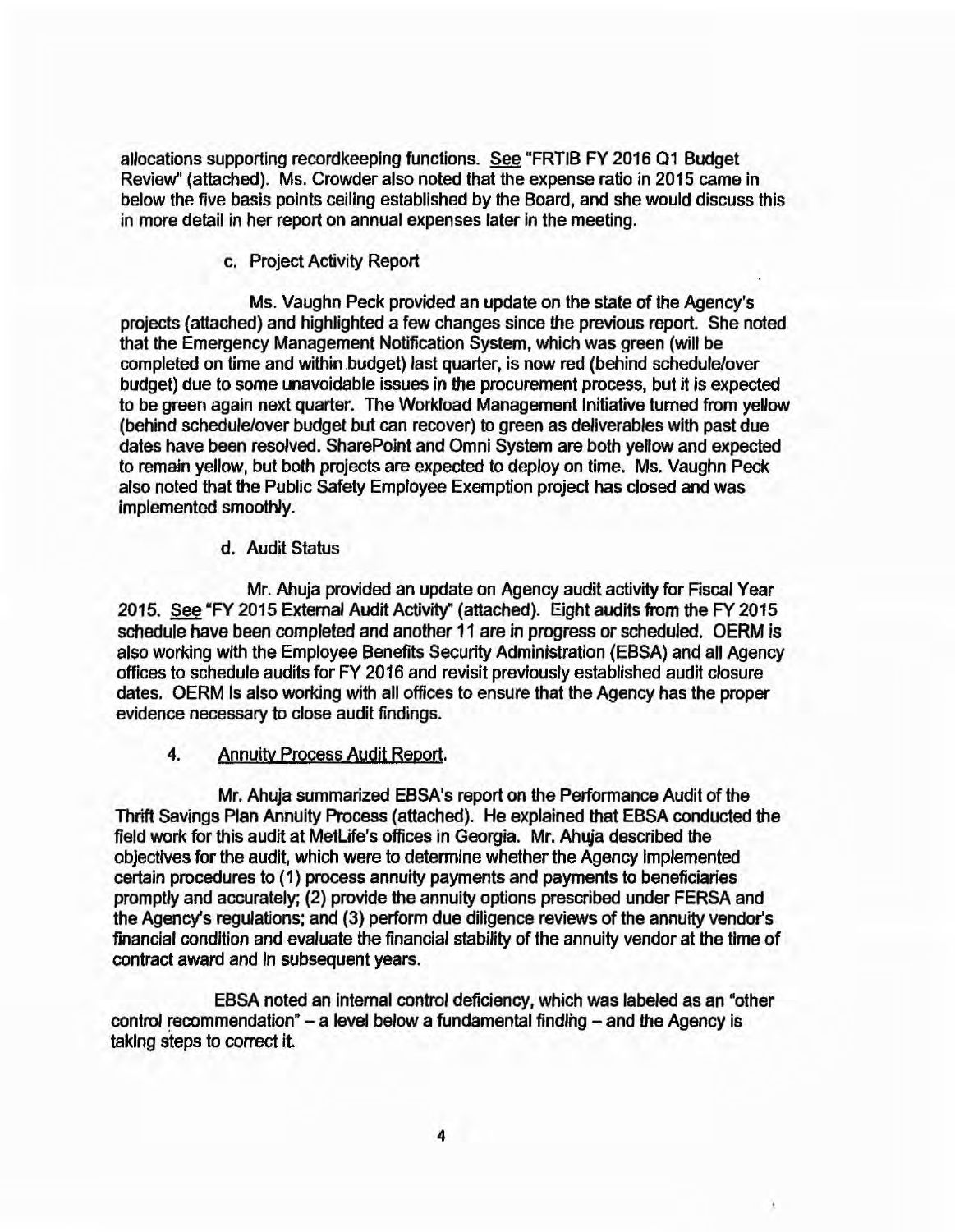allocations supporting recordkeeping functions. See "FRTIB FY 2016 Q1 Budget Review" (attached). Ms. Crowder also noted that the expense ratio in 2015 came in below the five basis points ceiling established by the Board, and she would discuss this in more detail in her report on annual expenses later in the meeting.

c. Project Activity Report

Ms. Vaughn Peck provided an update on the state of the Agency's projects (attached) and highlighted a few changes since the previous report. She noted that the Emergency Management Notification System, which was green (will be completed on time and within budget) last quarter, is now red (behind schedule/over budget) due to some unavoidable issues in the procurement process, but it is expected to be green again next quarter. The Workload Management Initiative turned from yellow (behind schedule/over budget but can recover) to green as deliverables with past due dates have been resolved. SharePoint and Omni System are both yellow and expected to remain yellow, but both projects are expected to deploy on time. Ms. Vaughn Peck also noted that the Public Safety Employee Exemption project has closed and was implemented smoothly.

d. Audit Status

Mr. Ahuja provided an update on Agency audit activity for Fiscal Year 2015. See "FY 2015 External Audit Activity" (attached). Eight audits from the FY 2015 schedule have been completed and another 11 are in progress or scheduled. OERM is also working with the Employee Benefits Security Administration (EBSA) and all Agency offices to schedule audits for FY 2016 and revisit previously established audit closure dates. OERM is also working with all offices to ensure that the Agency has the proper evidence necessary to close audit findings.

4. Annuity Process Audit Report.

Mr. Ahuja summarized EBSA's report on the Performance Audit of the Thrift Savings Plan Annuity Process (attached). He explained that EBSA conducted the field work for this audit at MetLife's offices in Georgia. Mr. Ahuja described the objectives for the audit, which were to determine whether the Agency implemented certain procedures to (1) process annuity payments and payments to beneficiaries promptly and accurately; (2) provide the annuity options prescribed under FERSA and the Agency's regulations; and (3) perform due diligence reviews of the annuity vendor's financial condition and evaluate the financial stability of the annuity vendor at the time of contract award and in subsequent years.

EBSA noted an internal control deficiency, which was labeled as an "other control recommendation" – a level below a fundamental finding – and the Agency is taking steps to correct it.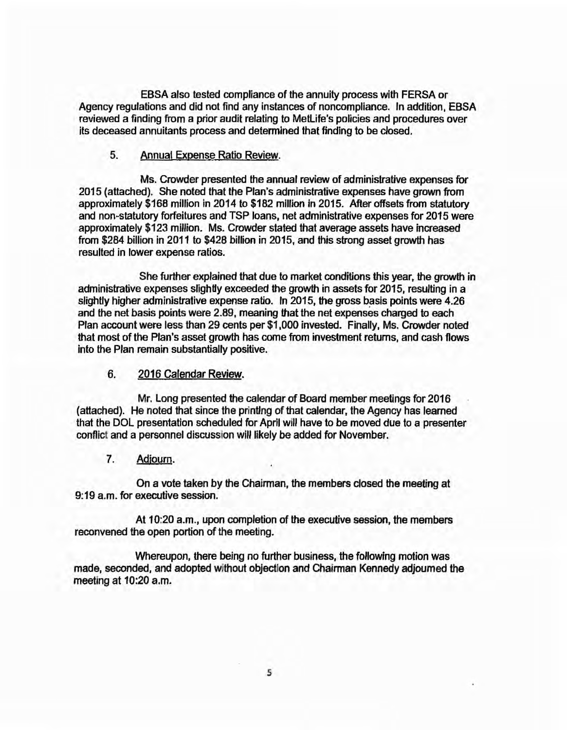EBSA also tested compliance of the annuity process with FERSA or Agency regulations and did not find any instances of noncompliance. In addition, EBSA reviewed a finding from a prior audit relating to MetLife's policies and procedures over its deceased annuitants process and determined that finding to be closed.

5. Annual Expense Ratio Review.

Ms. Crowder presented the annual review of administrative expenses for 2015 (attached). She noted that the Plan's administrative expenses have grown from approximately $168 million in 2014 to $182 million in 2015. After offsets from statutory and non-statutory forfeitures and TSP loans, net administrative expenses for 2015 were approximately $123 million. Ms. Crowder stated that average assets have increased from $284 billion in 2011 to $428 billion in 2015, and this strong asset growth has resulted in lower expense ratios.

She further explained that due to market conditions this year, the growth in administrative expenses slightly exceeded the growth in assets for 2015, resulting in a slightly higher administrative expense ratio. In 2015, the gross basis points were 4.26 and the net basis points were 2.89, meaning that the net expenses charged to each Plan account were less than 29 cents per $1,000 invested. Finally, Ms. Crowder noted that most of the Plan's asset growth has come from investment returns, and cash flows into the Plan remain substantially positive.

6. 2016 Calendar Review.

Mr. Long presented the calendar of Board member meetings for 2016 (attached). He noted that since the printing of that calendar, the Agency has learned that the DOL presentation scheduled for April will have to be moved due to a presenter conflict and a personnel discussion will likely be added for November.

7. Adjourn.

On a vote taken by the Chairman, the members closed the meeting at 9:19 a.m. for executive session.

At 10:20 a.m., upon completion of the executive session, the members reconvened the open portion of the meeting.

Whereupon, there being no further business, the following motion was made, seconded, and adopted without objection and Chairman Kennedy adjourned the meeting at 10:20 a.m.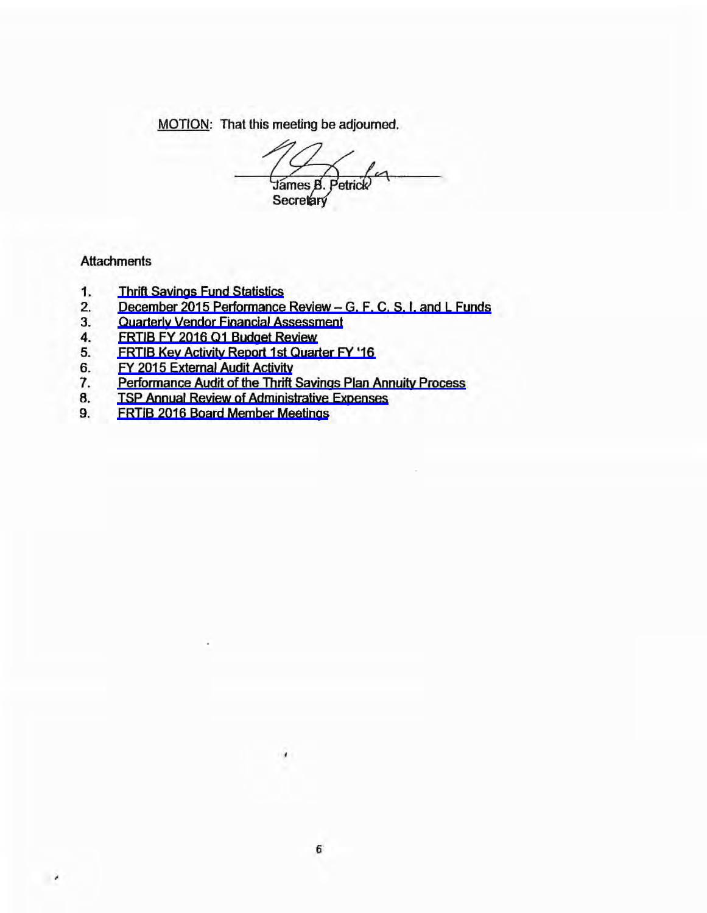MOTION: That this meeting be adjourned.

James B. Petrick
Secretary

**Attachments**

1. Thrift Savings Fund Statistics
2. December 2015 Performance Review – G, F, C, S, I, and L Funds
3. Quarterly Vendor Financial Assessment
4. FRTIB FY 2016 Q1 Budget Review
5. FRTIB Key Activity Report 1st Quarter FY '16
6. FY 2015 External Audit Activity
7. Performance Audit of the Thrift Savings Plan Annuity Process
8. TSP Annual Review of Administrative Expenses
9. FRTIB 2016 Board Member Meetings